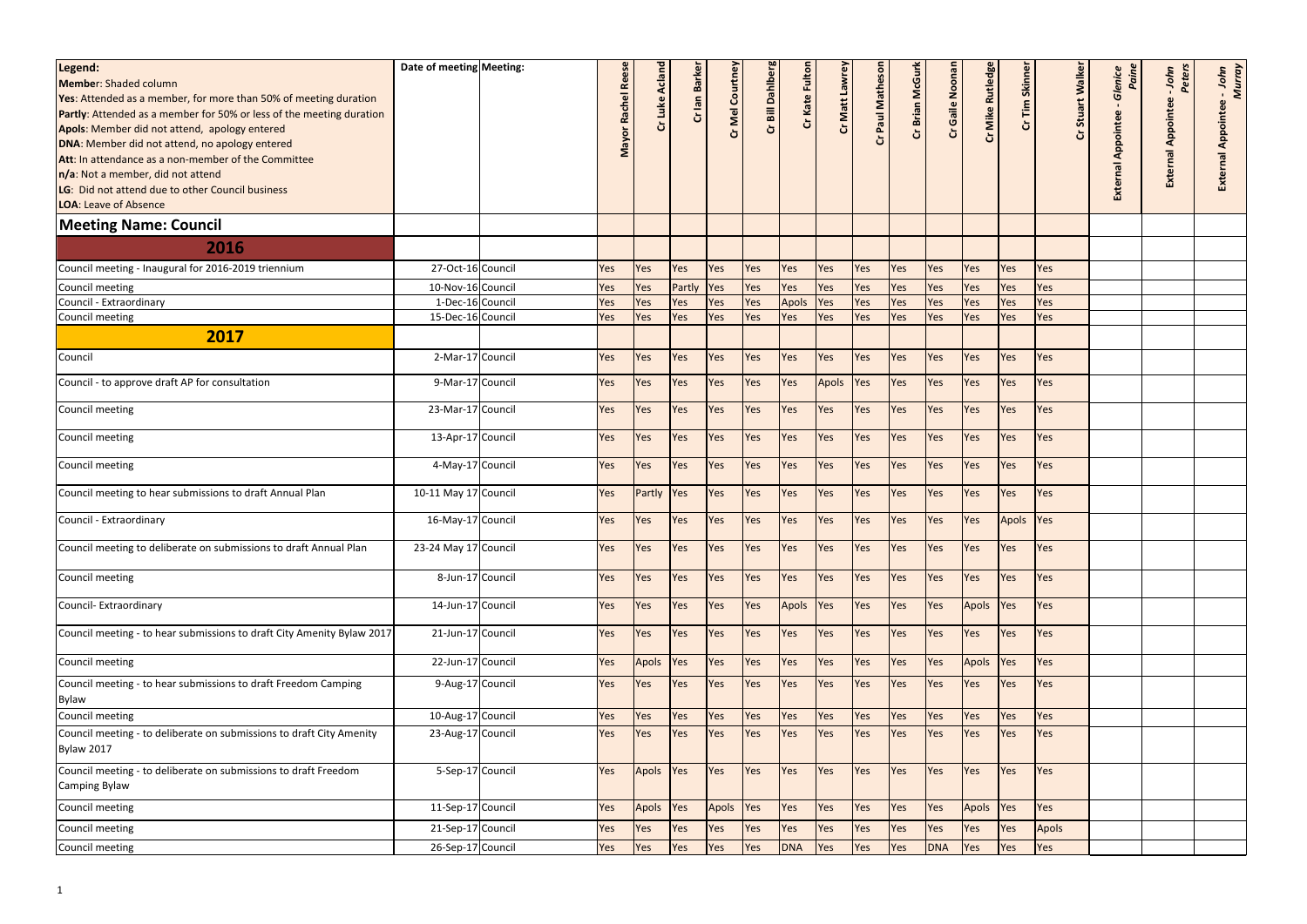| Legend:<br>**Member**: Shaded column<br>**Yes**: Attended as a member, for more than 50% of meeting duration<br>**Partly**: Attended as a member for 50% or less of the meeting duration<br>**Apols**: Member did not attend, apology entered<br>**DNA**: Member did not attend, no apology entered<br>**Att**: In attendance as a non-member of the Committee<br>**n/a**: Not a member, did not attend<br>**LG**: Did not attend due to other Council business<br>**LOA**: Leave of Absence | Date of meeting | Meeting: | Mayor Rachel Reese | Cr Luke Acland | Cr Ian Barker | Cr Mel Courtney | Cr Bill Dahlberg | Cr Kate Fulton | Cr Matt Lawrey | Cr Paul Matheson | Cr Brian McGurk | Cr Gaile Noonan | Cr Mike Rutledge | Cr Tim Skinner | Cr Stuart Walker | External Appointee - *Glenice Paine* | External Appointee - *John Peters* | External Appointee - *John Murray* |
|---|---|---|---|---|---|---|---|---|---|---|---|---|---|---|---|---|---|---|
| **Meeting Name: Council** | | | | | | | | | | | | | | | | | | |
| **2016** | | | | | | | | | | | | | | | | | | |
| Council meeting - Inaugural for 2016-2019 triennium | 27-Oct-16 | Council | Yes | Yes | Yes | Yes | Yes | Yes | Yes | Yes | Yes | Yes | Yes | Yes | Yes | | | |
| Council meeting | 10-Nov-16 | Council | Yes | Yes | Partly | Yes | Yes | Yes | Yes | Yes | Yes | Yes | Yes | Yes | Yes | | | |
| Council - Extraordinary | 1-Dec-16 | Council | Yes | Yes | Yes | Yes | Yes | Apols | Yes | Yes | Yes | Yes | Yes | Yes | Yes | | | |
| Council meeting | 15-Dec-16 | Council | Yes | Yes | Yes | Yes | Yes | Yes | Yes | Yes | Yes | Yes | Yes | Yes | Yes | | | |
| **2017** | | | | | | | | | | | | | | | | | | |
| Council | 2-Mar-17 | Council | Yes | Yes | Yes | Yes | Yes | Yes | Yes | Yes | Yes | Yes | Yes | Yes | Yes | | | |
| Council - to approve draft AP for consultation | 9-Mar-17 | Council | Yes | Yes | Yes | Yes | Yes | Yes | Apols | Yes | Yes | Yes | Yes | Yes | Yes | | | |
| Council meeting | 23-Mar-17 | Council | Yes | Yes | Yes | Yes | Yes | Yes | Yes | Yes | Yes | Yes | Yes | Yes | Yes | | | |
| Council meeting | 13-Apr-17 | Council | Yes | Yes | Yes | Yes | Yes | Yes | Yes | Yes | Yes | Yes | Yes | Yes | Yes | | | |
| Council meeting | 4-May-17 | Council | Yes | Yes | Yes | Yes | Yes | Yes | Yes | Yes | Yes | Yes | Yes | Yes | Yes | | | |
| Council meeting to hear submissions to draft Annual Plan | 10-11 May 17 | Council | Yes | Partly | Yes | Yes | Yes | Yes | Yes | Yes | Yes | Yes | Yes | Yes | Yes | | | |
| Council - Extraordinary | 16-May-17 | Council | Yes | Yes | Yes | Yes | Yes | Yes | Yes | Yes | Yes | Yes | Yes | Apols | Yes | | | |
| Council meeting to deliberate on submissions to draft Annual Plan | 23-24 May 17 | Council | Yes | Yes | Yes | Yes | Yes | Yes | Yes | Yes | Yes | Yes | Yes | Yes | Yes | | | |
| Council meeting | 8-Jun-17 | Council | Yes | Yes | Yes | Yes | Yes | Yes | Yes | Yes | Yes | Yes | Yes | Yes | Yes | | | |
| Council- Extraordinary | 14-Jun-17 | Council | Yes | Yes | Yes | Yes | Yes | Apols | Yes | Yes | Yes | Yes | Apols | Yes | Yes | | | |
| Council meeting - to hear submissions to draft City Amenity Bylaw 2017 | 21-Jun-17 | Council | Yes | Yes | Yes | Yes | Yes | Yes | Yes | Yes | Yes | Yes | Yes | Yes | Yes | | | |
| Council meeting | 22-Jun-17 | Council | Yes | Apols | Yes | Yes | Yes | Yes | Yes | Yes | Yes | Yes | Apols | Yes | Yes | | | |
| Council meeting - to hear submissions to draft Freedom Camping Bylaw | 9-Aug-17 | Council | Yes | Yes | Yes | Yes | Yes | Yes | Yes | Yes | Yes | Yes | Yes | Yes | Yes | | | |
| Council meeting | 10-Aug-17 | Council | Yes | Yes | Yes | Yes | Yes | Yes | Yes | Yes | Yes | Yes | Yes | Yes | Yes | | | |
| Council meeting - to deliberate on submissions to draft City Amenity Bylaw 2017 | 23-Aug-17 | Council | Yes | Yes | Yes | Yes | Yes | Yes | Yes | Yes | Yes | Yes | Yes | Yes | Yes | | | |
| Council meeting - to deliberate on submissions to draft Freedom Camping Bylaw | 5-Sep-17 | Council | Yes | Apols | Yes | Yes | Yes | Yes | Yes | Yes | Yes | Yes | Yes | Yes | Yes | | | |
| Council meeting | 11-Sep-17 | Council | Yes | Apols | Yes | Apols | Yes | Yes | Yes | Yes | Yes | Yes | Apols | Yes | Yes | | | |
| Council meeting | 21-Sep-17 | Council | Yes | Yes | Yes | Yes | Yes | Yes | Yes | Yes | Yes | Yes | Yes | Yes | Apols | | | |
| Council meeting | 26-Sep-17 | Council | Yes | Yes | Yes | Yes | Yes | DNA | Yes | Yes | Yes | DNA | Yes | Yes | Yes | | | |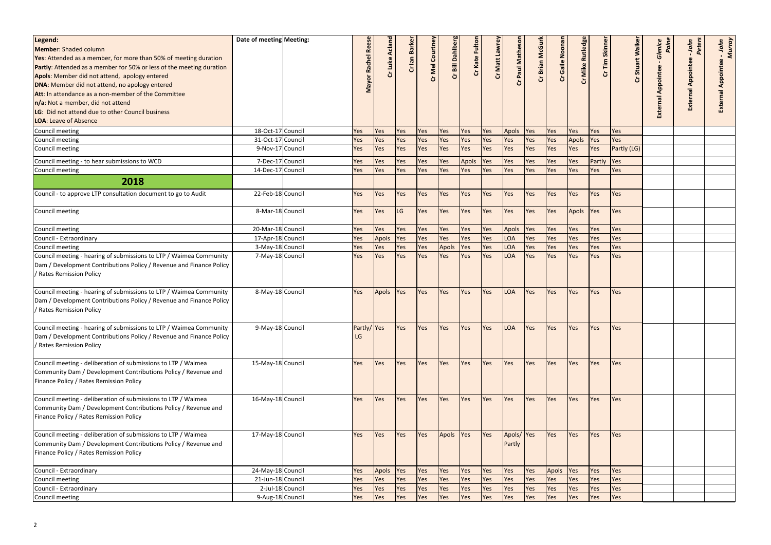| **Legend:**<br>**Member**: Shaded column<br>**Yes**: Attended as a member, for more than 50% of meeting duration<br>**Partly**: Attended as a member for 50% or less of the meeting duration<br>**Apols**: Member did not attend, apology entered<br>**DNA**: Member did not attend, no apology entered<br>**Att**: In attendance as a non-member of the Committee<br>**n/a**: Not a member, did not attend<br>**LG**: Did not attend due to other Council business<br>**LOA**: Leave of Absence | Date of meeting | Meeting: | Mayor Rachel Reese | Cr Luke Acland | Cr Ian Barker | Cr Mel Courtney | Cr Bill Dahlberg | Cr Kate Fulton | Cr Matt Lawrey | Cr Paul Matheson | Cr Brian McGurk | Cr Gaile Noonan | Cr Mike Rutledge | Cr Tim Skinner | Cr Stuart Walker | External Appointee - *Glenice Paine* | External Appointee - *John Peters* | External Appointee - *John Murray* |
|---|---|---|---|---|---|---|---|---|---|---|---|---|---|---|---|---|---|---|
| Council meeting | 18-Oct-17 | Council | Yes | Yes | Yes | Yes | Yes | Yes | Yes | Apols | Yes | Yes | Yes | Yes | Yes | | | |
| Council meeting | 31-Oct-17 | Council | Yes | Yes | Yes | Yes | Yes | Yes | Yes | Yes | Yes | Yes | Apols | Yes | Yes | | | |
| Council meeting | 9-Nov-17 | Council | Yes | Yes | Yes | Yes | Yes | Yes | Yes | Yes | Yes | Yes | Yes | Yes | Partly (LG) | | | |
| Council meeting - to hear submissions to WCD | 7-Dec-17 | Council | Yes | Yes | Yes | Yes | Yes | Apols | Yes | Yes | Yes | Yes | Yes | Partly | Yes | | | |
| Council meeting | 14-Dec-17 | Council | Yes | Yes | Yes | Yes | Yes | Yes | Yes | Yes | Yes | Yes | Yes | Yes | Yes | | | |
| **2018** | | | | | | | | | | | | | | | | | | |
| Council - to approve LTP consultation document to go to Audit | 22-Feb-18 | Council | Yes | Yes | Yes | Yes | Yes | Yes | Yes | Yes | Yes | Yes | Yes | Yes | Yes | | | |
| Council meeting | 8-Mar-18 | Council | Yes | Yes | LG | Yes | Yes | Yes | Yes | Yes | Yes | Yes | Apols | Yes | Yes | | | |
| Council meeting | 20-Mar-18 | Council | Yes | Yes | Yes | Yes | Yes | Yes | Yes | Apols | Yes | Yes | Yes | Yes | Yes | | | |
| Council - Extraordinary | 17-Apr-18 | Council | Yes | Apols | Yes | Yes | Yes | Yes | Yes | LOA | Yes | Yes | Yes | Yes | Yes | | | |
| Council meeting | 3-May-18 | Council | Yes | Yes | Yes | Yes | Apols | Yes | Yes | LOA | Yes | Yes | Yes | Yes | Yes | | | |
| Council meeting - hearing of submissions to LTP / Waimea Community Dam / Development Contributions Policy / Revenue and Finance Policy / Rates Remission Policy | 7-May-18 | Council | Yes | Yes | Yes | Yes | Yes | Yes | Yes | LOA | Yes | Yes | Yes | Yes | Yes | | | |
| Council meeting - hearing of submissions to LTP / Waimea Community Dam / Development Contributions Policy / Revenue and Finance Policy / Rates Remission Policy | 8-May-18 | Council | Yes | Apols | Yes | Yes | Yes | Yes | Yes | LOA | Yes | Yes | Yes | Yes | Yes | | | |
| Council meeting - hearing of submissions to LTP / Waimea Community Dam / Development Contributions Policy / Revenue and Finance Policy / Rates Remission Policy | 9-May-18 | Council | Partly/ LG | Yes | Yes | Yes | Yes | Yes | Yes | LOA | Yes | Yes | Yes | Yes | Yes | | | |
| Council meeting - deliberation of submissions to LTP / Waimea Community Dam / Development Contributions Policy / Revenue and Finance Policy / Rates Remission Policy | 15-May-18 | Council | Yes | Yes | Yes | Yes | Yes | Yes | Yes | Yes | Yes | Yes | Yes | Yes | Yes | | | |
| Council meeting - deliberation of submissions to LTP / Waimea Community Dam / Development Contributions Policy / Revenue and Finance Policy / Rates Remission Policy | 16-May-18 | Council | Yes | Yes | Yes | Yes | Yes | Yes | Yes | Yes | Yes | Yes | Yes | Yes | Yes | | | |
| Council meeting - deliberation of submissions to LTP / Waimea Community Dam / Development Contributions Policy / Revenue and Finance Policy / Rates Remission Policy | 17-May-18 | Council | Yes | Yes | Yes | Yes | Apols | Yes | Yes | Apols/ Partly | Yes | Yes | Yes | Yes | Yes | | | |
| Council - Extraordinary | 24-May-18 | Council | Yes | Apols | Yes | Yes | Yes | Yes | Yes | Yes | Yes | Apols | Yes | Yes | Yes | | | |
| Council meeting | 21-Jun-18 | Council | Yes | Yes | Yes | Yes | Yes | Yes | Yes | Yes | Yes | Yes | Yes | Yes | Yes | | | |
| Council - Extraordinary | 2-Jul-18 | Council | Yes | Yes | Yes | Yes | Yes | Yes | Yes | Yes | Yes | Yes | Yes | Yes | Yes | | | |
| Council meeting | 9-Aug-18 | Council | Yes | Yes | Yes | Yes | Yes | Yes | Yes | Yes | Yes | Yes | Yes | Yes | Yes | | | |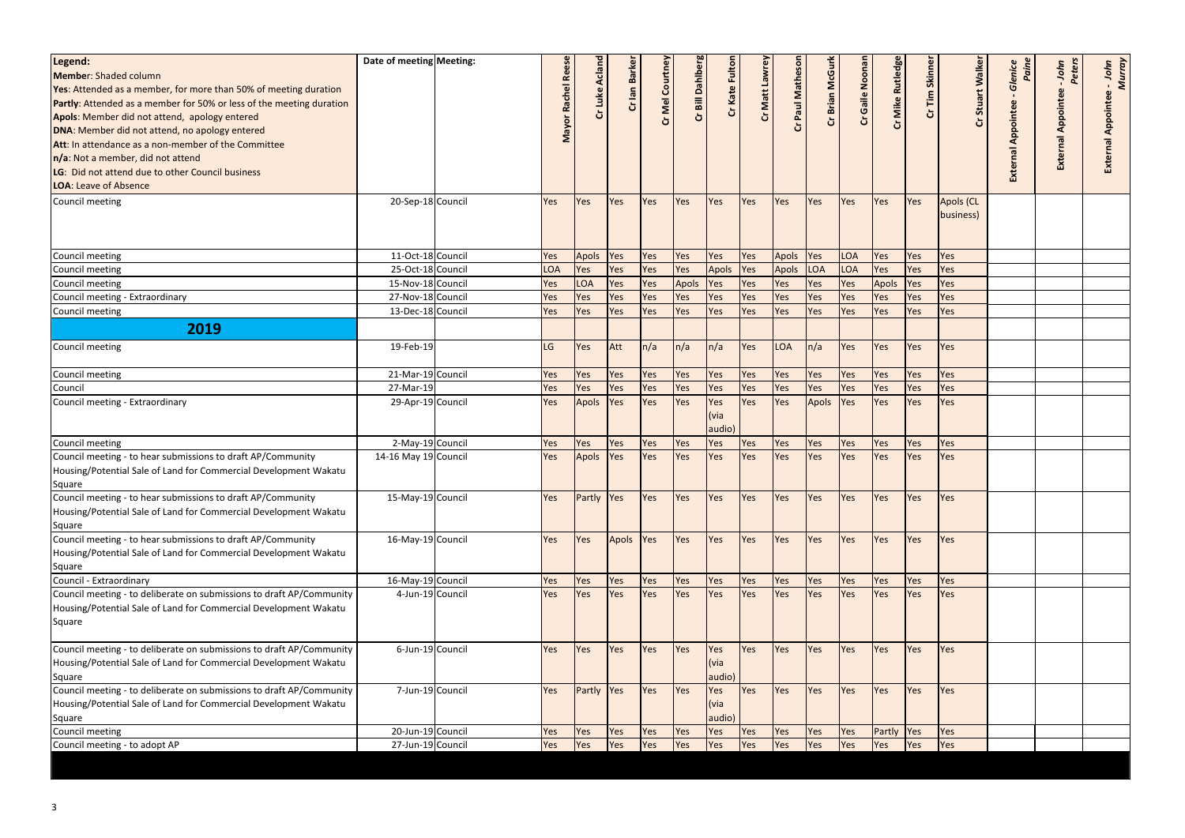| Legend:<br>**Member**: Shaded column<br>**Yes**: Attended as a member, for more than 50% of meeting duration<br>**Partly**: Attended as a member for 50% or less of the meeting duration<br>**Apols**: Member did not attend, apology entered<br>**DNA**: Member did not attend, no apology entered<br>**Att**: In attendance as a non-member of the Committee<br>**n/a**: Not a member, did not attend<br>**LG**: Did not attend due to other Council business<br>**LOA**: Leave of Absence | Date of meeting | Meeting: | Mayor Rachel Reese | Cr Luke Acland | Cr Ian Barker | Cr Mel Courtney | Cr Bill Dahlberg | Cr Kate Fulton | Cr Matt Lawrey | Cr Paul Matheson | Cr Brian McGurk | Cr Gaile Noonan | Cr Mike Rutledge | Cr Tim Skinner | Cr Stuart Walker | External Appointee - *Glenice Paine* | External Appointee - *John Peters* | External Appointee - *John Murray* |
|---|---|---|---|---|---|---|---|---|---|---|---|---|---|---|---|---|---|---|
| Council meeting | 20-Sep-18 | Council | Yes | Yes | Yes | Yes | Yes | Yes | Yes | Yes | Yes | Yes | Yes | Yes | Apols (CL business) | | | |
| Council meeting | 11-Oct-18 | Council | Yes | Apols | Yes | Yes | Yes | Yes | Yes | Apols | Yes | LOA | Yes | Yes | Yes | | | |
| Council meeting | 25-Oct-18 | Council | LOA | Yes | Yes | Yes | Yes | Apols | Yes | Apols | LOA | LOA | Yes | Yes | Yes | | | |
| Council meeting | 15-Nov-18 | Council | Yes | LOA | Yes | Yes | Apols | Yes | Yes | Yes | Yes | Yes | Apols | Yes | Yes | | | |
| Council meeting - Extraordinary | 27-Nov-18 | Council | Yes | Yes | Yes | Yes | Yes | Yes | Yes | Yes | Yes | Yes | Yes | Yes | Yes | | | |
| Council meeting | 13-Dec-18 | Council | Yes | Yes | Yes | Yes | Yes | Yes | Yes | Yes | Yes | Yes | Yes | Yes | Yes | | | |
| **2019** | | | | | | | | | | | | | | | | | | |
| Council meeting | 19-Feb-19 | | LG | Yes | Att | n/a | n/a | n/a | Yes | LOA | n/a | Yes | Yes | Yes | Yes | | | |
| Council meeting | 21-Mar-19 | Council | Yes | Yes | Yes | Yes | Yes | Yes | Yes | Yes | Yes | Yes | Yes | Yes | Yes | | | |
| Council | 27-Mar-19 | | Yes | Yes | Yes | Yes | Yes | Yes | Yes | Yes | Yes | Yes | Yes | Yes | Yes | | | |
| Council meeting - Extraordinary | 29-Apr-19 | Council | Yes | Apols | Yes | Yes | Yes | Yes (via audio) | Yes | Yes | Apols | Yes | Yes | Yes | Yes | | | |
| Council meeting | 2-May-19 | Council | Yes | Yes | Yes | Yes | Yes | Yes | Yes | Yes | Yes | Yes | Yes | Yes | Yes | | | |
| Council meeting - to hear submissions to draft AP/Community Housing/Potential Sale of Land for Commercial Development Wakatu Square | 14-16 May 19 | Council | Yes | Apols | Yes | Yes | Yes | Yes | Yes | Yes | Yes | Yes | Yes | Yes | Yes | | | |
| Council meeting - to hear submissions to draft AP/Community Housing/Potential Sale of Land for Commercial Development Wakatu Square | 15-May-19 | Council | Yes | Partly | Yes | Yes | Yes | Yes | Yes | Yes | Yes | Yes | Yes | Yes | Yes | | | |
| Council meeting - to hear submissions to draft AP/Community Housing/Potential Sale of Land for Commercial Development Wakatu Square | 16-May-19 | Council | Yes | Yes | Apols | Yes | Yes | Yes | Yes | Yes | Yes | Yes | Yes | Yes | Yes | | | |
| Council - Extraordinary | 16-May-19 | Council | Yes | Yes | Yes | Yes | Yes | Yes | Yes | Yes | Yes | Yes | Yes | Yes | Yes | | | |
| Council meeting - to deliberate on submissions to draft AP/Community Housing/Potential Sale of Land for Commercial Development Wakatu Square | 4-Jun-19 | Council | Yes | Yes | Yes | Yes | Yes | Yes | Yes | Yes | Yes | Yes | Yes | Yes | Yes | | | |
| Council meeting - to deliberate on submissions to draft AP/Community Housing/Potential Sale of Land for Commercial Development Wakatu Square | 6-Jun-19 | Council | Yes | Yes | Yes | Yes | Yes | Yes (via audio) | Yes | Yes | Yes | Yes | Yes | Yes | Yes | | | |
| Council meeting - to deliberate on submissions to draft AP/Community Housing/Potential Sale of Land for Commercial Development Wakatu Square | 7-Jun-19 | Council | Yes | Partly | Yes | Yes | Yes | Yes (via audio) | Yes | Yes | Yes | Yes | Yes | Yes | Yes | | | |
| Council meeting | 20-Jun-19 | Council | Yes | Yes | Yes | Yes | Yes | Yes | Yes | Yes | Yes | Yes | Partly | Yes | Yes | | | |
| Council meeting - to adopt AP | 27-Jun-19 | Council | Yes | Yes | Yes | Yes | Yes | Yes | Yes | Yes | Yes | Yes | Yes | Yes | Yes | | | |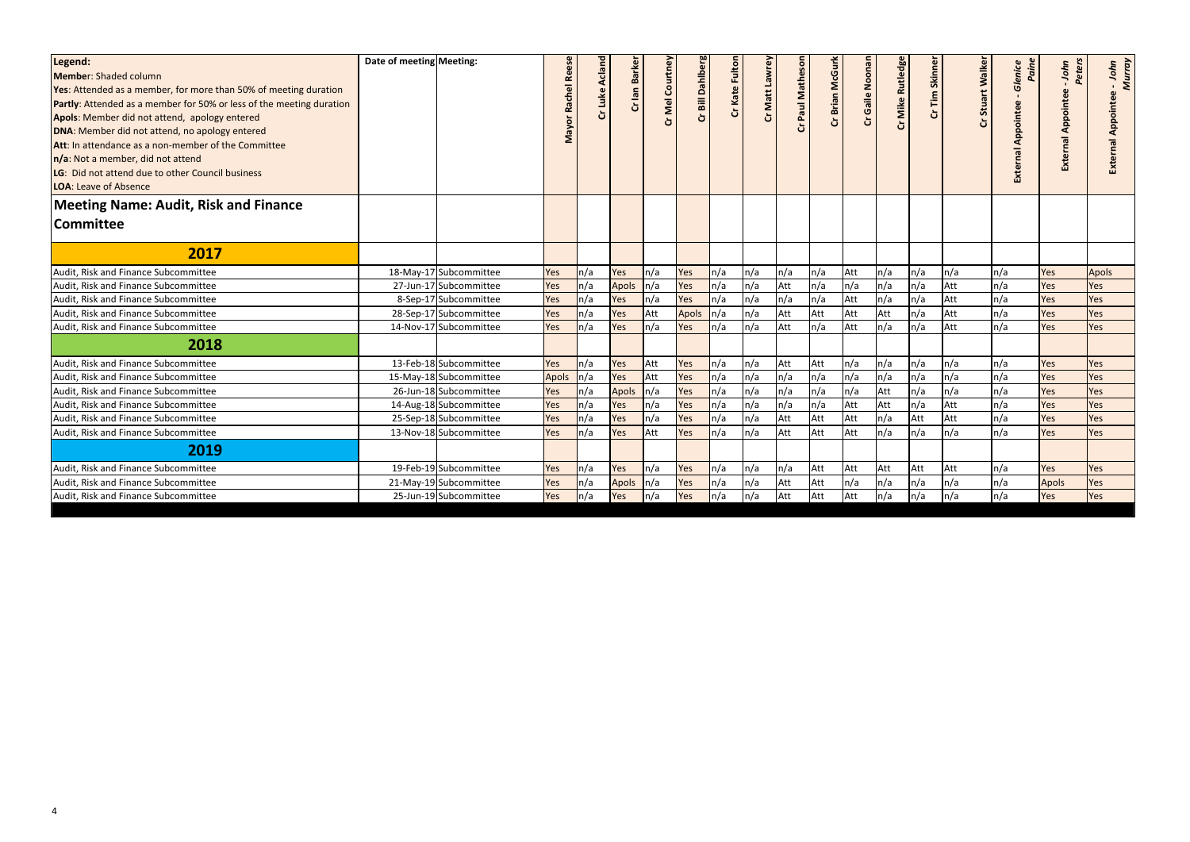**Legend:**
**Member**: Shaded column
**Yes**: Attended as a member, for more than 50% of meeting duration
**Partly**: Attended as a member for 50% or less of the meeting duration
**Apols**: Member did not attend, apology entered
**DNA**: Member did not attend, no apology entered
**Att**: In attendance as a non-member of the Committee
**n/a**: Not a member, did not attend
**LG**: Did not attend due to other Council business
**LOA**: Leave of Absence

## Meeting Name: Audit, Risk and Finance Committee

| Meeting Name | Date of meeting | Meeting: | Mayor Rachel Reese | Cr Luke Acland | Cr Ian Barker | Cr Mel Courtney | Cr Bill Dahlberg | Cr Kate Fulton | Cr Matt Lawrey | Cr Paul Matheson | Cr Brian McGurk | Cr Gaile Noonan | Cr Mike Rutledge | Cr Tim Skinner | Cr Stuart Walker | External Appointee - *Glenice Paine* | External Appointee - *John Peters* | External Appointee - *John Murray* |
|---|---|---|---|---|---|---|---|---|---|---|---|---|---|---|---|---|---|---|
| **2017** | | | | | | | | | | | | | | | | | | |
| Audit, Risk and Finance Subcommittee | 18-May-17 | Subcommittee | Yes | n/a | Yes | n/a | Yes | n/a | n/a | n/a | n/a | Att | n/a | n/a | n/a | n/a | Yes | Apols |
| Audit, Risk and Finance Subcommittee | 27-Jun-17 | Subcommittee | Yes | n/a | Apols | n/a | Yes | n/a | n/a | Att | n/a | n/a | n/a | n/a | Att | n/a | Yes | Yes |
| Audit, Risk and Finance Subcommittee | 8-Sep-17 | Subcommittee | Yes | n/a | Yes | n/a | Yes | n/a | n/a | n/a | n/a | Att | n/a | n/a | Att | n/a | Yes | Yes |
| Audit, Risk and Finance Subcommittee | 28-Sep-17 | Subcommittee | Yes | n/a | Yes | Att | Apols | n/a | n/a | Att | Att | Att | Att | n/a | Att | n/a | Yes | Yes |
| Audit, Risk and Finance Subcommittee | 14-Nov-17 | Subcommittee | Yes | n/a | Yes | n/a | Yes | n/a | n/a | Att | n/a | Att | n/a | n/a | Att | n/a | Yes | Yes |
| **2018** | | | | | | | | | | | | | | | | | | |
| Audit, Risk and Finance Subcommittee | 13-Feb-18 | Subcommittee | Yes | n/a | Yes | Att | Yes | n/a | n/a | Att | Att | n/a | n/a | n/a | n/a | n/a | Yes | Yes |
| Audit, Risk and Finance Subcommittee | 15-May-18 | Subcommittee | Apols | n/a | Yes | Att | Yes | n/a | n/a | n/a | n/a | n/a | n/a | n/a | n/a | n/a | Yes | Yes |
| Audit, Risk and Finance Subcommittee | 26-Jun-18 | Subcommittee | Yes | n/a | Apols | n/a | Yes | n/a | n/a | n/a | n/a | n/a | Att | n/a | n/a | n/a | Yes | Yes |
| Audit, Risk and Finance Subcommittee | 14-Aug-18 | Subcommittee | Yes | n/a | Yes | n/a | Yes | n/a | n/a | n/a | n/a | Att | Att | n/a | Att | n/a | Yes | Yes |
| Audit, Risk and Finance Subcommittee | 25-Sep-18 | Subcommittee | Yes | n/a | Yes | n/a | Yes | n/a | n/a | Att | Att | Att | n/a | Att | Att | n/a | Yes | Yes |
| Audit, Risk and Finance Subcommittee | 13-Nov-18 | Subcommittee | Yes | n/a | Yes | Att | Yes | n/a | n/a | Att | Att | Att | n/a | n/a | n/a | n/a | Yes | Yes |
| **2019** | | | | | | | | | | | | | | | | | | |
| Audit, Risk and Finance Subcommittee | 19-Feb-19 | Subcommittee | Yes | n/a | Yes | n/a | Yes | n/a | n/a | n/a | Att | Att | Att | Att | Att | n/a | Yes | Yes |
| Audit, Risk and Finance Subcommittee | 21-May-19 | Subcommittee | Yes | n/a | Apols | n/a | Yes | n/a | n/a | Att | Att | n/a | n/a | n/a | n/a | n/a | Apols | Yes |
| Audit, Risk and Finance Subcommittee | 25-Jun-19 | Subcommittee | Yes | n/a | Yes | n/a | Yes | n/a | n/a | Att | Att | Att | n/a | n/a | n/a | n/a | Yes | Yes |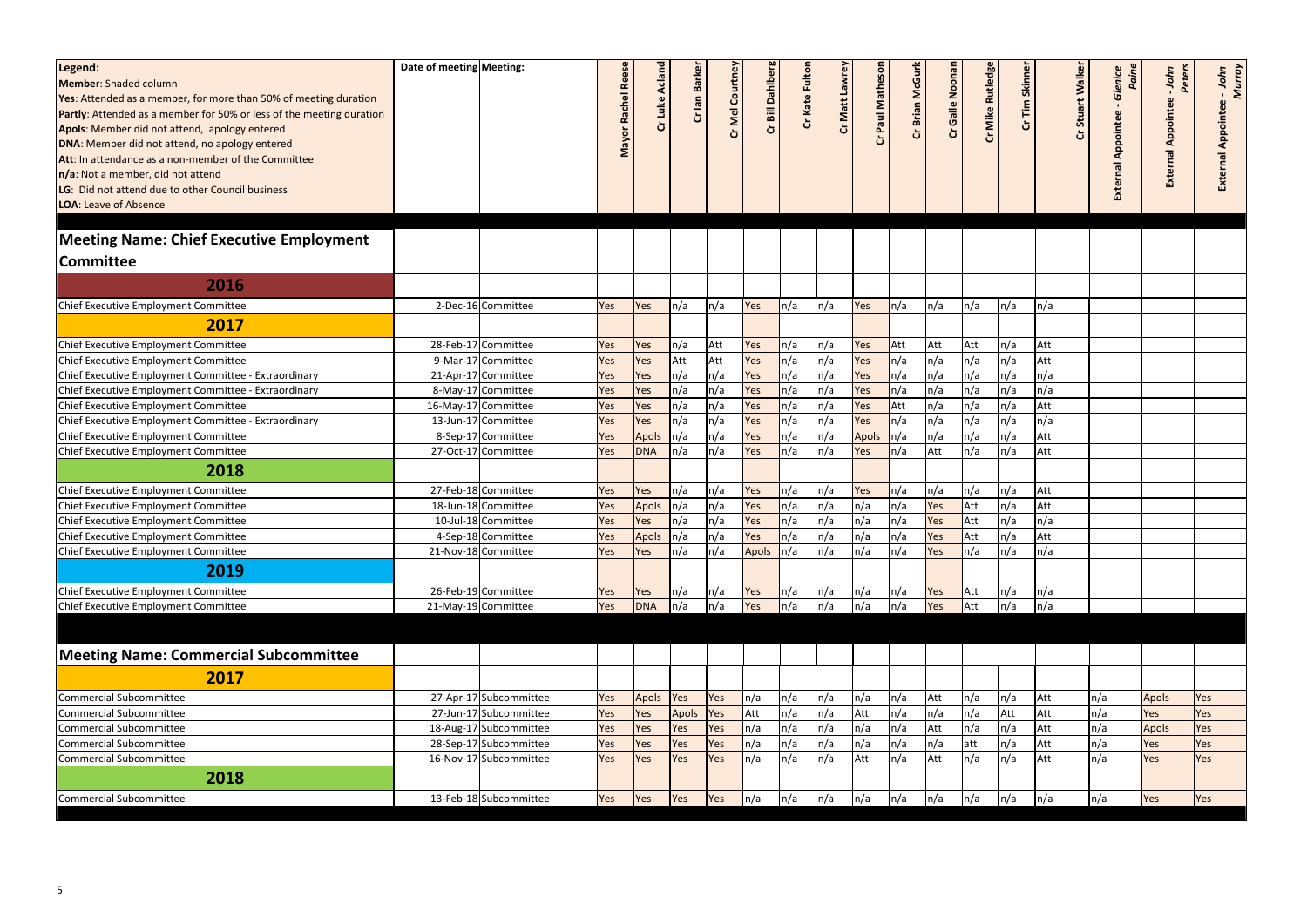| Legend: **Member**: Shaded column **Yes**: Attended as a member, for more than 50% of meeting duration **Partly**: Attended as a member for 50% or less of the meeting duration **Apols**: Member did not attend, apology entered **DNA**: Member did not attend, no apology entered **Att**: In attendance as a non-member of the Committee **n/a**: Not a member, did not attend **LG**: Did not attend due to other Council business **LOA**: Leave of Absence | Date of meeting | Meeting: | Mayor Rachel Reese | Cr Luke Acland | Cr Ian Barker | Cr Mel Courtney | Cr Bill Dahlberg | Cr Kate Fulton | Cr Matt Lawrey | Cr Paul Matheson | Cr Brian McGurk | Cr Gaile Noonan | Cr Mike Rutledge | Cr Tim Skinner | Cr Stuart Walker | External Appointee - Glenice Paine | External Appointee - John Peters | External Appointee - John Murray |
|---|---|---|---|---|---|---|---|---|---|---|---|---|---|---|---|---|---|---|
| **Meeting Name: Chief Executive Employment Committee** | | | | | | | | | | | | | | | | | | |
| **2016** | | | | | | | | | | | | | | | | | | |
| Chief Executive Employment Committee | 2-Dec-16 | Committee | Yes | Yes | n/a | n/a | Yes | n/a | n/a | Yes | n/a | n/a | n/a | n/a | n/a | | | |
| **2017** | | | | | | | | | | | | | | | | | | |
| Chief Executive Employment Committee | 28-Feb-17 | Committee | Yes | Yes | n/a | Att | Yes | n/a | n/a | Yes | Att | Att | Att | n/a | Att | | | |
| Chief Executive Employment Committee | 9-Mar-17 | Committee | Yes | Yes | Att | Att | Yes | n/a | n/a | Yes | n/a | n/a | n/a | n/a | Att | | | |
| Chief Executive Employment Committee - Extraordinary | 21-Apr-17 | Committee | Yes | Yes | n/a | n/a | Yes | n/a | n/a | Yes | n/a | n/a | n/a | n/a | n/a | | | |
| Chief Executive Employment Committee - Extraordinary | 8-May-17 | Committee | Yes | Yes | n/a | n/a | Yes | n/a | n/a | Yes | n/a | n/a | n/a | n/a | n/a | | | |
| Chief Executive Employment Committee | 16-May-17 | Committee | Yes | Yes | n/a | n/a | Yes | n/a | n/a | Yes | Att | n/a | n/a | n/a | Att | | | |
| Chief Executive Employment Committee - Extraordinary | 13-Jun-17 | Committee | Yes | Yes | n/a | n/a | Yes | n/a | n/a | Yes | n/a | n/a | n/a | n/a | n/a | | | |
| Chief Executive Employment Committee | 8-Sep-17 | Committee | Yes | Apols | n/a | n/a | Yes | n/a | n/a | Apols | n/a | n/a | n/a | n/a | Att | | | |
| Chief Executive Employment Committee | 27-Oct-17 | Committee | Yes | DNA | n/a | n/a | Yes | n/a | n/a | Yes | n/a | Att | n/a | n/a | Att | | | |
| **2018** | | | | | | | | | | | | | | | | | | |
| Chief Executive Employment Committee | 27-Feb-18 | Committee | Yes | Yes | n/a | n/a | Yes | n/a | n/a | Yes | n/a | n/a | n/a | n/a | Att | | | |
| Chief Executive Employment Committee | 18-Jun-18 | Committee | Yes | Apols | n/a | n/a | Yes | n/a | n/a | n/a | n/a | Yes | Att | n/a | Att | | | |
| Chief Executive Employment Committee | 10-Jul-18 | Committee | Yes | Yes | n/a | n/a | Yes | n/a | n/a | n/a | n/a | Yes | Att | n/a | n/a | | | |
| Chief Executive Employment Committee | 4-Sep-18 | Committee | Yes | Apols | n/a | n/a | Yes | n/a | n/a | n/a | n/a | Yes | Att | n/a | Att | | | |
| Chief Executive Employment Committee | 21-Nov-18 | Committee | Yes | Yes | n/a | n/a | Apols | n/a | n/a | n/a | n/a | Yes | n/a | n/a | n/a | | | |
| **2019** | | | | | | | | | | | | | | | | | | |
| Chief Executive Employment Committee | 26-Feb-19 | Committee | Yes | Yes | n/a | n/a | Yes | n/a | n/a | n/a | n/a | Yes | Att | n/a | n/a | | | |
| Chief Executive Employment Committee | 21-May-19 | Committee | Yes | DNA | n/a | n/a | Yes | n/a | n/a | n/a | n/a | Yes | Att | n/a | n/a | | | |
| **Meeting Name: Commercial Subcommittee** | | | | | | | | | | | | | | | | | | |
| **2017** | | | | | | | | | | | | | | | | | | |
| Commercial Subcommittee | 27-Apr-17 | Subcommittee | Yes | Apols | Yes | Yes | n/a | n/a | n/a | n/a | n/a | Att | n/a | n/a | Att | n/a | Apols | Yes |
| Commercial Subcommittee | 27-Jun-17 | Subcommittee | Yes | Yes | Apols | Yes | Att | n/a | n/a | Att | n/a | n/a | n/a | Att | Att | n/a | Yes | Yes |
| Commercial Subcommittee | 18-Aug-17 | Subcommittee | Yes | Yes | Yes | Yes | n/a | n/a | n/a | n/a | n/a | Att | n/a | n/a | Att | n/a | Apols | Yes |
| Commercial Subcommittee | 28-Sep-17 | Subcommittee | Yes | Yes | Yes | Yes | n/a | n/a | n/a | n/a | n/a | n/a | att | n/a | Att | n/a | Yes | Yes |
| Commercial Subcommittee | 16-Nov-17 | Subcommittee | Yes | Yes | Yes | Yes | n/a | n/a | n/a | Att | n/a | Att | n/a | n/a | Att | n/a | Yes | Yes |
| **2018** | | | | | | | | | | | | | | | | | | |
| Commercial Subcommittee | 13-Feb-18 | Subcommittee | Yes | Yes | Yes | Yes | n/a | n/a | n/a | n/a | n/a | n/a | n/a | n/a | n/a | n/a | Yes | Yes |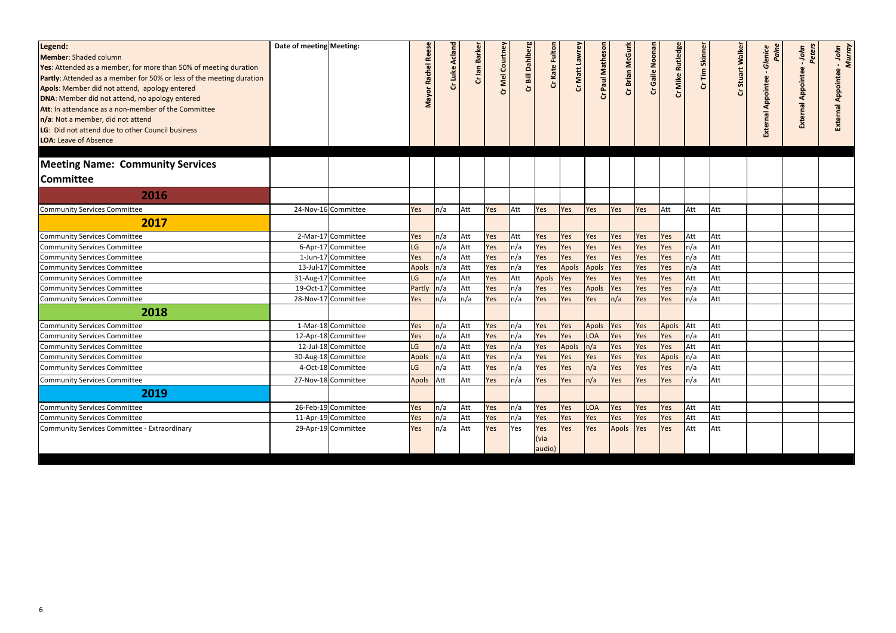| Legend: **Member**: Shaded column **Yes**: Attended as a member, for more than 50% of meeting duration **Partly**: Attended as a member for 50% or less of the meeting duration **Apols**: Member did not attend, apology entered **DNA**: Member did not attend, no apology entered **Att**: In attendance as a non-member of the Committee **n/a**: Not a member, did not attend **LG**: Did not attend due to other Council business **LOA**: Leave of Absence | Date of meeting | Meeting: | Mayor Rachel Reese | Cr Luke Acland | Cr Ian Barker | Cr Mel Courtney | Cr Bill Dahlberg | Cr Kate Fulton | Cr Matt Lawrey | Cr Paul Matheson | Cr Brian McGurk | Cr Gaile Noonan | Cr Mike Rutledge | Cr Tim Skinner | Cr Stuart Walker | External Appointee - *Glenice Paine* | External Appointee - *John Peters* | External Appointee - *John Murray* |
|---|---|---|---|---|---|---|---|---|---|---|---|---|---|---|---|---|---|---|
| **Meeting Name: Community Services Committee** | | | | | | | | | | | | | | | | | | |
| **2016** | | | | | | | | | | | | | | | | | | |
| Community Services Committee | 24-Nov-16 | Committee | Yes | n/a | Att | Yes | Att | Yes | Yes | Yes | Yes | Yes | Att | Att | Att | | | |
| **2017** | | | | | | | | | | | | | | | | | | |
| Community Services Committee | 2-Mar-17 | Committee | Yes | n/a | Att | Yes | Att | Yes | Yes | Yes | Yes | Yes | Yes | Att | Att | | | |
| Community Services Committee | 6-Apr-17 | Committee | LG | n/a | Att | Yes | n/a | Yes | Yes | Yes | Yes | Yes | Yes | n/a | Att | | | |
| Community Services Committee | 1-Jun-17 | Committee | Yes | n/a | Att | Yes | n/a | Yes | Yes | Yes | Yes | Yes | Yes | n/a | Att | | | |
| Community Services Committee | 13-Jul-17 | Committee | Apols | n/a | Att | Yes | n/a | Yes | Apols | Apols | Yes | Yes | Yes | n/a | Att | | | |
| Community Services Committee | 31-Aug-17 | Committee | LG | n/a | Att | Yes | Att | Apols | Yes | Yes | Yes | Yes | Yes | Att | Att | | | |
| Community Services Committee | 19-Oct-17 | Committee | Partly | n/a | Att | Yes | n/a | Yes | Yes | Apols | Yes | Yes | Yes | n/a | Att | | | |
| Community Services Committee | 28-Nov-17 | Committee | Yes | n/a | n/a | Yes | n/a | Yes | Yes | Yes | n/a | Yes | Yes | n/a | Att | | | |
| **2018** | | | | | | | | | | | | | | | | | | |
| Community Services Committee | 1-Mar-18 | Committee | Yes | n/a | Att | Yes | n/a | Yes | Yes | Apols | Yes | Yes | Apols | Att | Att | | | |
| Community Services Committee | 12-Apr-18 | Committee | Yes | n/a | Att | Yes | n/a | Yes | Yes | LOA | Yes | Yes | Yes | n/a | Att | | | |
| Community Services Committee | 12-Jul-18 | Committee | LG | n/a | Att | Yes | n/a | Yes | Apols | n/a | Yes | Yes | Yes | Att | Att | | | |
| Community Services Committee | 30-Aug-18 | Committee | Apols | n/a | Att | Yes | n/a | Yes | Yes | Yes | Yes | Yes | Apols | n/a | Att | | | |
| Community Services Committee | 4-Oct-18 | Committee | LG | n/a | Att | Yes | n/a | Yes | Yes | n/a | Yes | Yes | Yes | n/a | Att | | | |
| Community Services Committee | 27-Nov-18 | Committee | Apols | Att | Att | Yes | n/a | Yes | Yes | n/a | Yes | Yes | Yes | n/a | Att | | | |
| **2019** | | | | | | | | | | | | | | | | | | |
| Community Services Committee | 26-Feb-19 | Committee | Yes | n/a | Att | Yes | n/a | Yes | Yes | LOA | Yes | Yes | Yes | Att | Att | | | |
| Community Services Committee | 11-Apr-19 | Committee | Yes | n/a | Att | Yes | n/a | Yes | Yes | Yes | Yes | Yes | Yes | Att | Att | | | |
| Community Services Committee - Extraordinary | 29-Apr-19 | Committee | Yes | n/a | Att | Yes | Yes | Yes (via audio) | Yes | Yes | Apols | Yes | Yes | Att | Att | | | |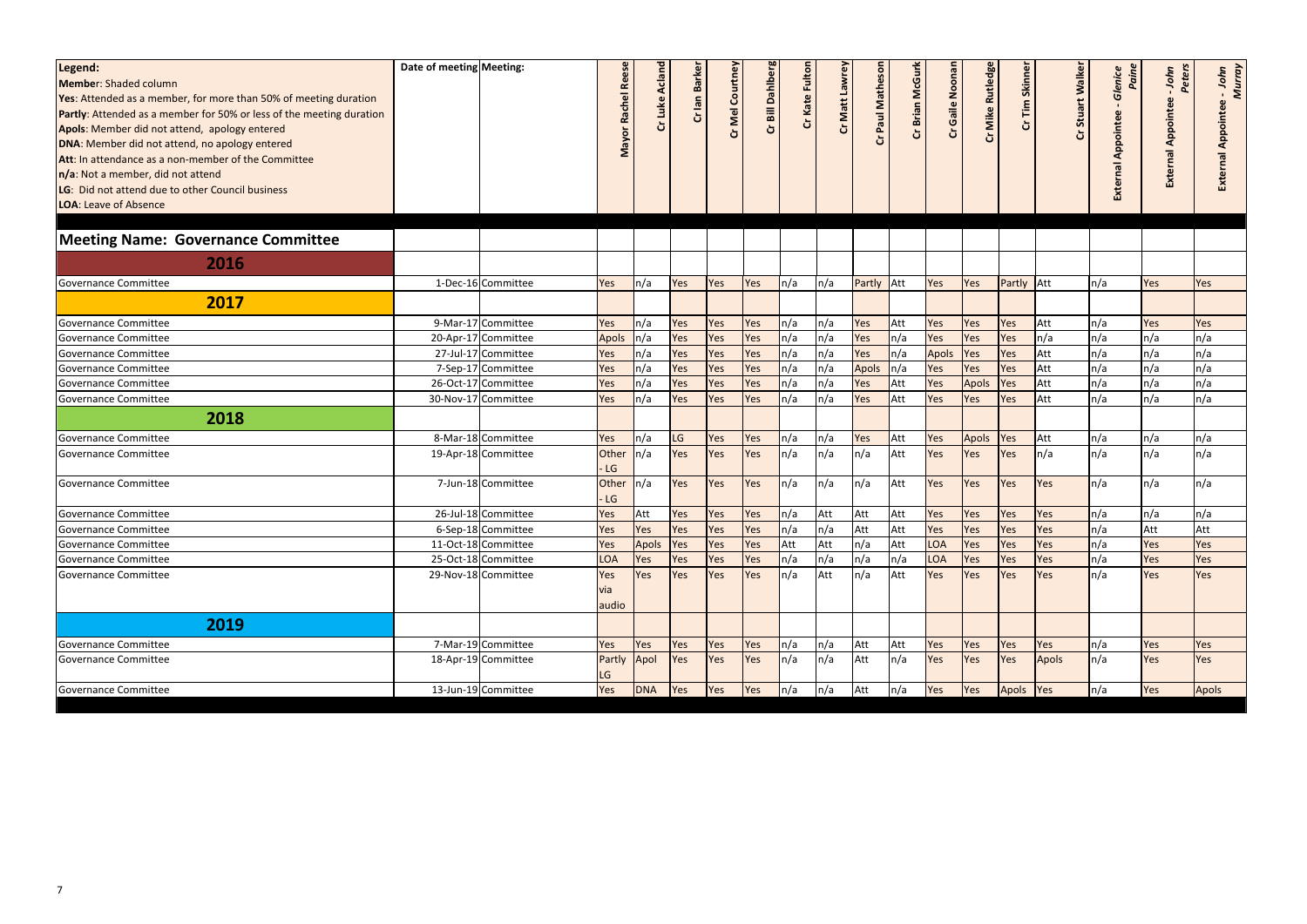| Legend:<br>**Member**: Shaded column<br>**Yes**: Attended as a member, for more than 50% of meeting duration<br>**Partly**: Attended as a member for 50% or less of the meeting duration<br>**Apols**: Member did not attend, apology entered<br>**DNA**: Member did not attend, no apology entered<br>**Att**: In attendance as a non-member of the Committee<br>**n/a**: Not a member, did not attend<br>**LG**: Did not attend due to other Council business<br>**LOA**: Leave of Absence | Date of meeting | Meeting: | Mayor Rachel Reese | Cr Luke Acland | Cr Ian Barker | Cr Mel Courtney | Cr Bill Dahlberg | Cr Kate Fulton | Cr Matt Lawrey | Cr Paul Matheson | Cr Brian McGurk | Cr Gaile Noonan | Cr Mike Rutledge | Cr Tim Skinner | Cr Stuart Walker | External Appointee - Glenice Paine | External Appointee - John Peters | External Appointee - John Murray |
|---|---|---|---|---|---|---|---|---|---|---|---|---|---|---|---|---|---|---|
| **Meeting Name: Governance Committee** | | | | | | | | | | | | | | | | | | |
| **2016** | | | | | | | | | | | | | | | | | | |
| Governance Committee | 1-Dec-16 | Committee | Yes | n/a | Yes | Yes | Yes | n/a | n/a | Partly | Att | Yes | Yes | Partly | Att | n/a | Yes | Yes |
| **2017** | | | | | | | | | | | | | | | | | | |
| Governance Committee | 9-Mar-17 | Committee | Yes | n/a | Yes | Yes | Yes | n/a | n/a | Yes | Att | Yes | Yes | Yes | Att | n/a | Yes | Yes |
| Governance Committee | 20-Apr-17 | Committee | Apols | n/a | Yes | Yes | Yes | n/a | n/a | Yes | n/a | Yes | Yes | Yes | n/a | n/a | n/a | n/a |
| Governance Committee | 27-Jul-17 | Committee | Yes | n/a | Yes | Yes | Yes | n/a | n/a | Yes | n/a | Apols | Yes | Yes | Att | n/a | n/a | n/a |
| Governance Committee | 7-Sep-17 | Committee | Yes | n/a | Yes | Yes | Yes | n/a | n/a | Apols | n/a | Yes | Yes | Yes | Att | n/a | n/a | n/a |
| Governance Committee | 26-Oct-17 | Committee | Yes | n/a | Yes | Yes | Yes | n/a | n/a | Yes | Att | Yes | Apols | Yes | Att | n/a | n/a | n/a |
| Governance Committee | 30-Nov-17 | Committee | Yes | n/a | Yes | Yes | Yes | n/a | n/a | Yes | Att | Yes | Yes | Yes | Att | n/a | n/a | n/a |
| **2018** | | | | | | | | | | | | | | | | | | |
| Governance Committee | 8-Mar-18 | Committee | Yes | n/a | LG | Yes | Yes | n/a | n/a | Yes | Att | Yes | Apols | Yes | Att | n/a | n/a | n/a |
| Governance Committee | 19-Apr-18 | Committee | Other - LG | n/a | Yes | Yes | Yes | n/a | n/a | n/a | Att | Yes | Yes | Yes | n/a | n/a | n/a | n/a |
| Governance Committee | 7-Jun-18 | Committee | Other - LG | n/a | Yes | Yes | Yes | n/a | n/a | n/a | Att | Yes | Yes | Yes | Yes | n/a | n/a | n/a |
| Governance Committee | 26-Jul-18 | Committee | Yes | Att | Yes | Yes | Yes | n/a | Att | Att | Att | Yes | Yes | Yes | Yes | n/a | n/a | n/a |
| Governance Committee | 6-Sep-18 | Committee | Yes | Yes | Yes | Yes | Yes | n/a | n/a | Att | Att | Yes | Yes | Yes | Yes | n/a | Att | Att |
| Governance Committee | 11-Oct-18 | Committee | Yes | Apols | Yes | Yes | Yes | Att | Att | n/a | Att | LOA | Yes | Yes | Yes | n/a | Yes | Yes |
| Governance Committee | 25-Oct-18 | Committee | LOA | Yes | Yes | Yes | Yes | n/a | n/a | n/a | n/a | LOA | Yes | Yes | Yes | n/a | Yes | Yes |
| Governance Committee | 29-Nov-18 | Committee | Yes via audio | Yes | Yes | Yes | Yes | n/a | Att | n/a | Att | Yes | Yes | Yes | Yes | n/a | Yes | Yes |
| **2019** | | | | | | | | | | | | | | | | | | |
| Governance Committee | 7-Mar-19 | Committee | Yes | Yes | Yes | Yes | Yes | n/a | n/a | Att | Att | Yes | Yes | Yes | Yes | n/a | Yes | Yes |
| Governance Committee | 18-Apr-19 | Committee | Partly LG | Apol | Yes | Yes | Yes | n/a | n/a | Att | n/a | Yes | Yes | Yes | Apols | n/a | Yes | Yes |
| Governance Committee | 13-Jun-19 | Committee | Yes | DNA | Yes | Yes | Yes | n/a | n/a | Att | n/a | Yes | Yes | Apols | Yes | n/a | Yes | Apols |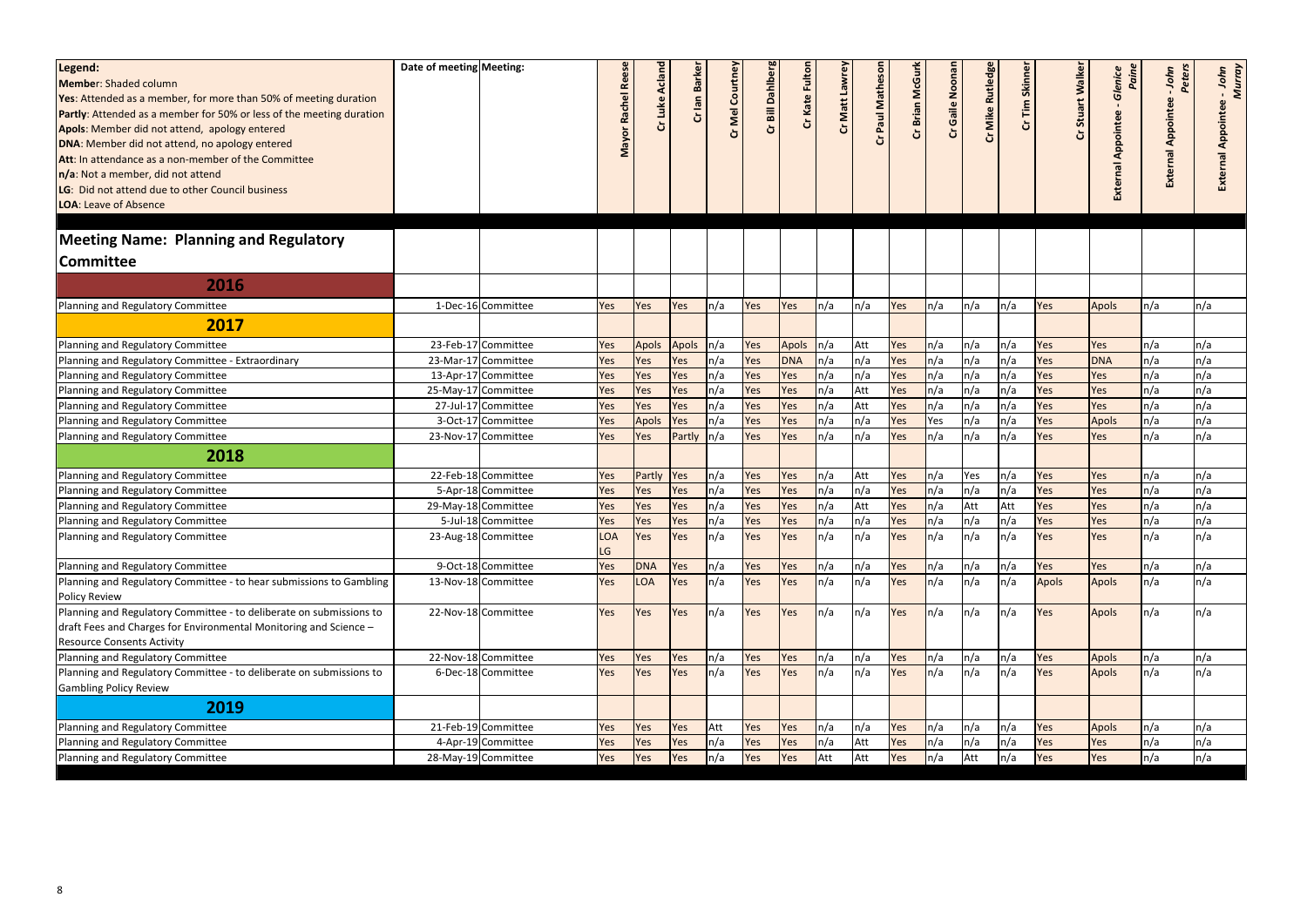**Legend:**
**Member**: Shaded column
**Yes**: Attended as a member, for more than 50% of meeting duration
**Partly**: Attended as a member for 50% or less of the meeting duration
**Apols**: Member did not attend, apology entered
**DNA**: Member did not attend, no apology entered
**Att**: In attendance as a non-member of the Committee
**n/a**: Not a member, did not attend
**LG**: Did not attend due to other Council business
**LOA**: Leave of Absence

## Meeting Name: Planning and Regulatory Committee

| | Date of meeting | Meeting: | Mayor Rachel Reese | Cr Luke Acland | Cr Ian Barker | Cr Mel Courtney | Cr Bill Dahlberg | Cr Kate Fulton | Cr Matt Lawrey | Cr Paul Matheson | Cr Brian McGurk | Cr Gaile Noonan | Cr Mike Rutledge | Cr Tim Skinner | Cr Stuart Walker | External Appointee - *Glenice Paine* | External Appointee - *John Peters* | External Appointee - *John Murray* |
|---|---|---|---|---|---|---|---|---|---|---|---|---|---|---|---|---|---|---|
| **2016** | | | | | | | | | | | | | | | | | | |
| Planning and Regulatory Committee | 1-Dec-16 | Committee | Yes | Yes | Yes | n/a | Yes | Yes | n/a | n/a | Yes | n/a | n/a | n/a | Yes | Apols | n/a | n/a |
| **2017** | | | | | | | | | | | | | | | | | | |
| Planning and Regulatory Committee | 23-Feb-17 | Committee | Yes | Apols | Apols | n/a | Yes | Apols | n/a | Att | Yes | n/a | n/a | n/a | Yes | Yes | n/a | n/a |
| Planning and Regulatory Committee - Extraordinary | 23-Mar-17 | Committee | Yes | Yes | Yes | n/a | Yes | DNA | n/a | n/a | Yes | n/a | n/a | n/a | Yes | DNA | n/a | n/a |
| Planning and Regulatory Committee | 13-Apr-17 | Committee | Yes | Yes | Yes | n/a | Yes | Yes | n/a | n/a | Yes | n/a | n/a | n/a | Yes | Yes | n/a | n/a |
| Planning and Regulatory Committee | 25-May-17 | Committee | Yes | Yes | Yes | n/a | Yes | Yes | n/a | Att | Yes | n/a | n/a | n/a | Yes | Yes | n/a | n/a |
| Planning and Regulatory Committee | 27-Jul-17 | Committee | Yes | Yes | Yes | n/a | Yes | Yes | n/a | Att | Yes | n/a | n/a | n/a | Yes | Yes | n/a | n/a |
| Planning and Regulatory Committee | 3-Oct-17 | Committee | Yes | Apols | Yes | n/a | Yes | Yes | n/a | n/a | Yes | Yes | n/a | n/a | Yes | Apols | n/a | n/a |
| Planning and Regulatory Committee | 23-Nov-17 | Committee | Yes | Yes | Partly | n/a | Yes | Yes | n/a | n/a | Yes | n/a | n/a | n/a | Yes | Yes | n/a | n/a |
| **2018** | | | | | | | | | | | | | | | | | | |
| Planning and Regulatory Committee | 22-Feb-18 | Committee | Yes | Partly | Yes | n/a | Yes | Yes | n/a | Att | Yes | n/a | Yes | n/a | Yes | Yes | n/a | n/a |
| Planning and Regulatory Committee | 5-Apr-18 | Committee | Yes | Yes | Yes | n/a | Yes | Yes | n/a | n/a | Yes | n/a | n/a | n/a | Yes | Yes | n/a | n/a |
| Planning and Regulatory Committee | 29-May-18 | Committee | Yes | Yes | Yes | n/a | Yes | Yes | n/a | Att | Yes | n/a | Att | Att | Yes | Yes | n/a | n/a |
| Planning and Regulatory Committee | 5-Jul-18 | Committee | Yes | Yes | Yes | n/a | Yes | Yes | n/a | n/a | Yes | n/a | n/a | n/a | Yes | Yes | n/a | n/a |
| Planning and Regulatory Committee | 23-Aug-18 | Committee | LOA LG | Yes | Yes | n/a | Yes | Yes | n/a | n/a | Yes | n/a | n/a | n/a | Yes | Yes | n/a | n/a |
| Planning and Regulatory Committee | 9-Oct-18 | Committee | Yes | DNA | Yes | n/a | Yes | Yes | n/a | n/a | Yes | n/a | n/a | n/a | Yes | Yes | n/a | n/a |
| Planning and Regulatory Committee - to hear submissions to Gambling Policy Review | 13-Nov-18 | Committee | Yes | LOA | Yes | n/a | Yes | Yes | n/a | n/a | Yes | n/a | n/a | n/a | Apols | Apols | n/a | n/a |
| Planning and Regulatory Committee - to deliberate on submissions to draft Fees and Charges for Environmental Monitoring and Science – Resource Consents Activity | 22-Nov-18 | Committee | Yes | Yes | Yes | n/a | Yes | Yes | n/a | n/a | Yes | n/a | n/a | n/a | Yes | Apols | n/a | n/a |
| Planning and Regulatory Committee | 22-Nov-18 | Committee | Yes | Yes | Yes | n/a | Yes | Yes | n/a | n/a | Yes | n/a | n/a | n/a | Yes | Apols | n/a | n/a |
| Planning and Regulatory Committee - to deliberate on submissions to Gambling Policy Review | 6-Dec-18 | Committee | Yes | Yes | Yes | n/a | Yes | Yes | n/a | n/a | Yes | n/a | n/a | n/a | Yes | Apols | n/a | n/a |
| **2019** | | | | | | | | | | | | | | | | | | |
| Planning and Regulatory Committee | 21-Feb-19 | Committee | Yes | Yes | Yes | Att | Yes | Yes | n/a | n/a | Yes | n/a | n/a | n/a | Yes | Apols | n/a | n/a |
| Planning and Regulatory Committee | 4-Apr-19 | Committee | Yes | Yes | Yes | n/a | Yes | Yes | n/a | Att | Yes | n/a | n/a | n/a | Yes | Yes | n/a | n/a |
| Planning and Regulatory Committee | 28-May-19 | Committee | Yes | Yes | Yes | n/a | Yes | Yes | Att | Att | Yes | n/a | Att | n/a | Yes | Yes | n/a | n/a |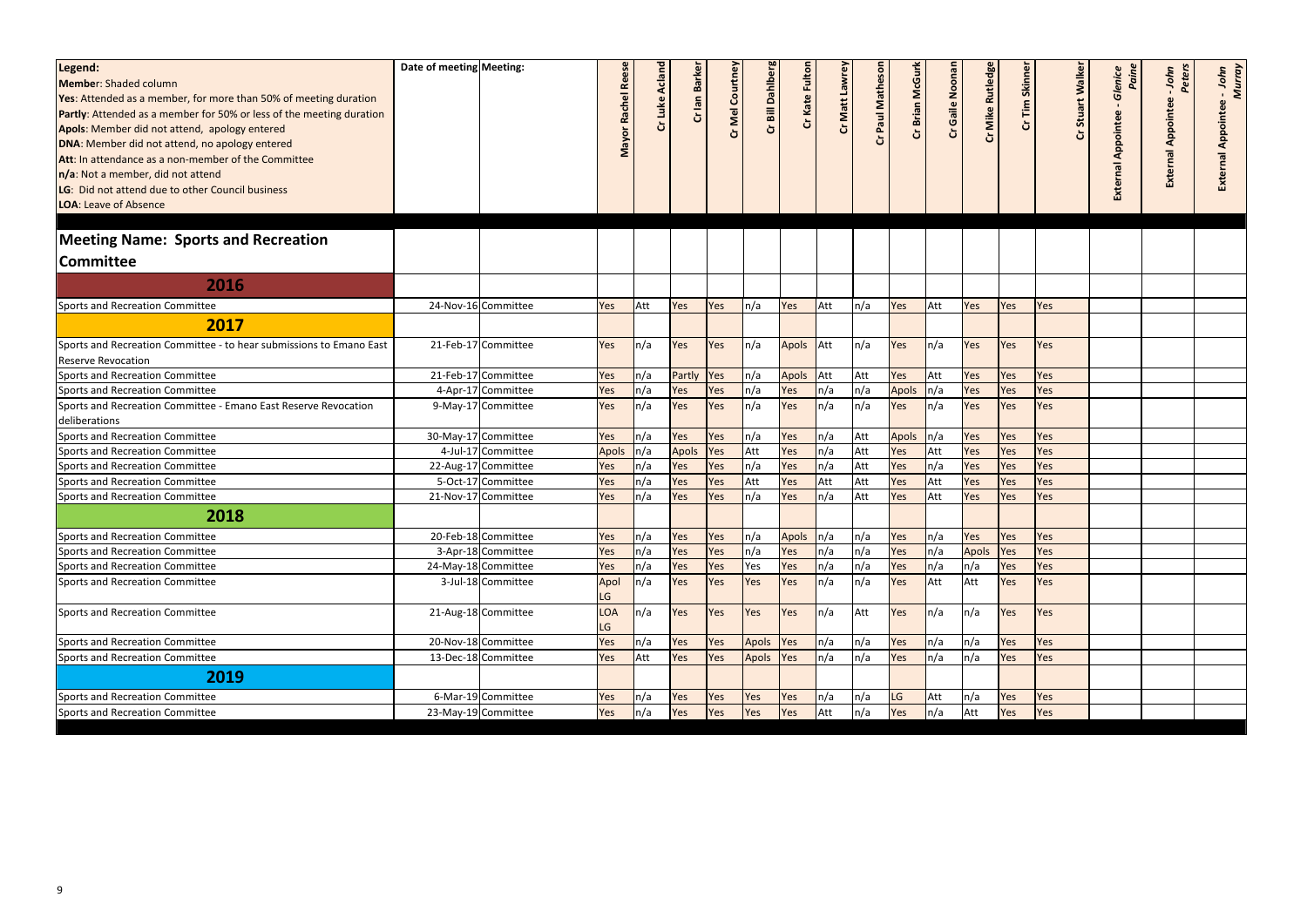**Legend:**
**Member**: Shaded column
**Yes**: Attended as a member, for more than 50% of meeting duration
**Partly**: Attended as a member for 50% or less of the meeting duration
**Apols**: Member did not attend, apology entered
**DNA**: Member did not attend, no apology entered
**Att**: In attendance as a non-member of the Committee
**n/a**: Not a member, did not attend
**LG**: Did not attend due to other Council business
**LOA**: Leave of Absence

| Meeting Name: Sports and Recreation Committee | Date of meeting | Meeting: | Mayor Rachel Reese | Cr Luke Acland | Cr Ian Barker | Cr Mel Courtney | Cr Bill Dahlberg | Cr Kate Fulton | Cr Matt Lawrey | Cr Paul Matheson | Cr Brian McGurk | Cr Gaile Noonan | Cr Mike Rutledge | Cr Tim Skinner | Cr Stuart Walker | External Appointee - *Glenice Paine* | External Appointee - *John Peters* | External Appointee - *John Murray* |
|---|---|---|---|---|---|---|---|---|---|---|---|---|---|---|---|---|---|---|
| **2016** | | | | | | | | | | | | | | | | | | |
| Sports and Recreation Committee | 24-Nov-16 | Committee | Yes | Att | Yes | Yes | n/a | Yes | Att | n/a | Yes | Att | Yes | Yes | Yes | | | |
| **2017** | | | | | | | | | | | | | | | | | | |
| Sports and Recreation Committee - to hear submissions to Emano East Reserve Revocation | 21-Feb-17 | Committee | Yes | n/a | Yes | Yes | n/a | Apols | Att | n/a | Yes | n/a | Yes | Yes | Yes | | | |
| Sports and Recreation Committee | 21-Feb-17 | Committee | Yes | n/a | Partly | Yes | n/a | Apols | Att | Att | Yes | Att | Yes | Yes | Yes | | | |
| Sports and Recreation Committee | 4-Apr-17 | Committee | Yes | n/a | Yes | Yes | n/a | Yes | n/a | n/a | Apols | n/a | Yes | Yes | Yes | | | |
| Sports and Recreation Committee - Emano East Reserve Revocation deliberations | 9-May-17 | Committee | Yes | n/a | Yes | Yes | n/a | Yes | n/a | n/a | Yes | n/a | Yes | Yes | Yes | | | |
| Sports and Recreation Committee | 30-May-17 | Committee | Yes | n/a | Yes | Yes | n/a | Yes | n/a | Att | Apols | n/a | Yes | Yes | Yes | | | |
| Sports and Recreation Committee | 4-Jul-17 | Committee | Apols | n/a | Apols | Yes | Att | Yes | n/a | Att | Yes | Att | Yes | Yes | Yes | | | |
| Sports and Recreation Committee | 22-Aug-17 | Committee | Yes | n/a | Yes | Yes | n/a | Yes | n/a | Att | Yes | n/a | Yes | Yes | Yes | | | |
| Sports and Recreation Committee | 5-Oct-17 | Committee | Yes | n/a | Yes | Yes | Att | Yes | Att | Att | Yes | Att | Yes | Yes | Yes | | | |
| Sports and Recreation Committee | 21-Nov-17 | Committee | Yes | n/a | Yes | Yes | n/a | Yes | n/a | Att | Yes | Att | Yes | Yes | Yes | | | |
| **2018** | | | | | | | | | | | | | | | | | | |
| Sports and Recreation Committee | 20-Feb-18 | Committee | Yes | n/a | Yes | Yes | n/a | Apols | n/a | n/a | Yes | n/a | Yes | Yes | Yes | | | |
| Sports and Recreation Committee | 3-Apr-18 | Committee | Yes | n/a | Yes | Yes | n/a | Yes | n/a | n/a | Yes | n/a | Apols | Yes | Yes | | | |
| Sports and Recreation Committee | 24-May-18 | Committee | Yes | n/a | Yes | Yes | Yes | Yes | n/a | n/a | Yes | n/a | n/a | Yes | Yes | | | |
| Sports and Recreation Committee | 3-Jul-18 | Committee | Apol LG | n/a | Yes | Yes | Yes | Yes | n/a | n/a | Yes | Att | Att | Yes | Yes | | | |
| Sports and Recreation Committee | 21-Aug-18 | Committee | LOA LG | n/a | Yes | Yes | Yes | Yes | n/a | Att | Yes | n/a | n/a | Yes | Yes | | | |
| Sports and Recreation Committee | 20-Nov-18 | Committee | Yes | n/a | Yes | Yes | Apols | Yes | n/a | n/a | Yes | n/a | n/a | Yes | Yes | | | |
| Sports and Recreation Committee | 13-Dec-18 | Committee | Yes | Att | Yes | Yes | Apols | Yes | n/a | n/a | Yes | n/a | n/a | Yes | Yes | | | |
| **2019** | | | | | | | | | | | | | | | | | | |
| Sports and Recreation Committee | 6-Mar-19 | Committee | Yes | n/a | Yes | Yes | Yes | Yes | n/a | n/a | LG | Att | n/a | Yes | Yes | | | |
| Sports and Recreation Committee | 23-May-19 | Committee | Yes | n/a | Yes | Yes | Yes | Yes | Att | n/a | Yes | n/a | Att | Yes | Yes | | | |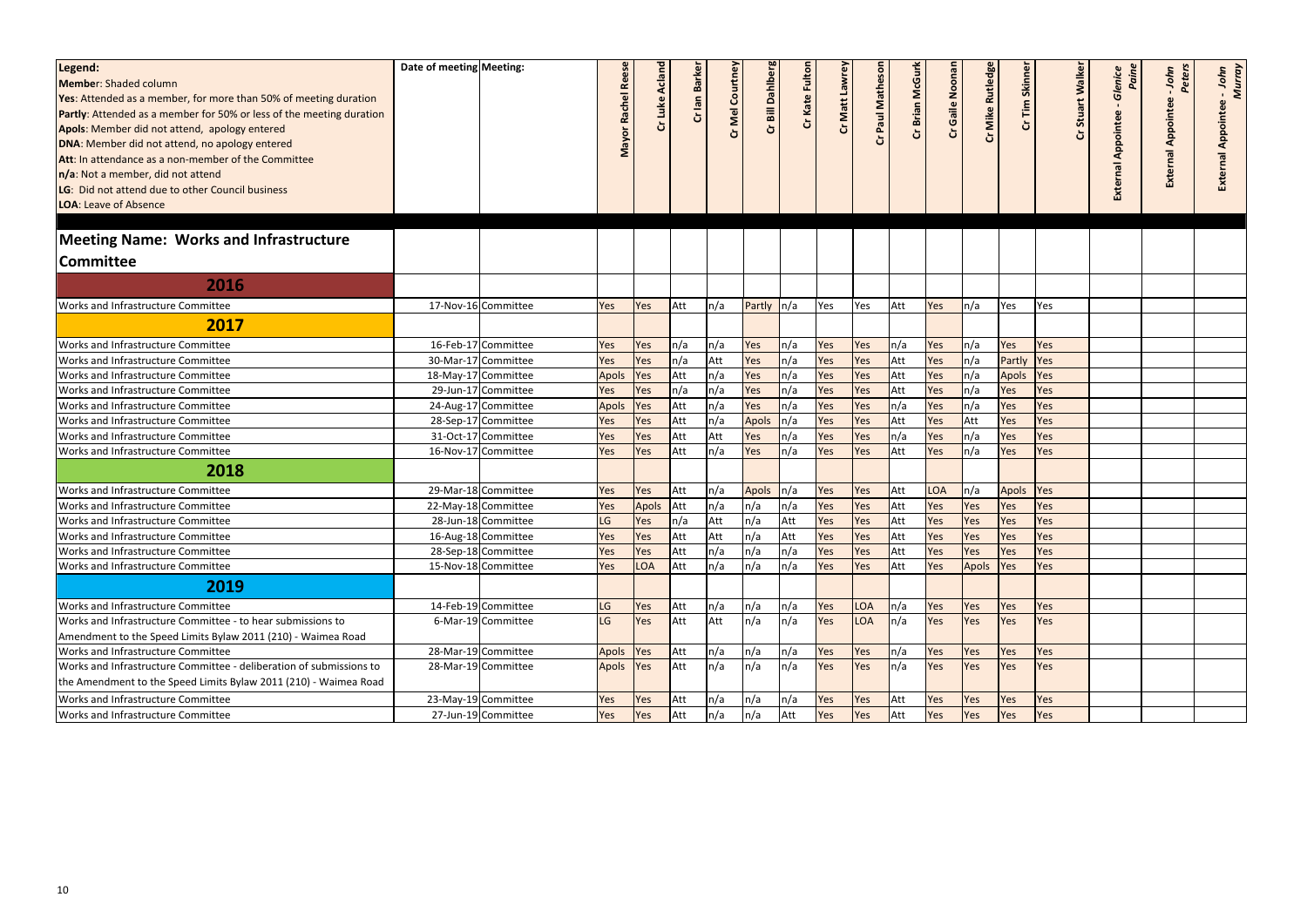| Legend:<br>**Member**: Shaded column<br>**Yes**: Attended as a member, for more than 50% of meeting duration<br>**Partly**: Attended as a member for 50% or less of the meeting duration<br>**Apols**: Member did not attend, apology entered<br>**DNA**: Member did not attend, no apology entered<br>**Att**: In attendance as a non-member of the Committee<br>**n/a**: Not a member, did not attend<br>**LG**: Did not attend due to other Council business<br>**LOA**: Leave of Absence | Date of meeting | Meeting: | Mayor Rachel Reese | Cr Luke Acland | Cr Ian Barker | Cr Mel Courtney | Cr Bill Dahlberg | Cr Kate Fulton | Cr Matt Lawrey | Cr Paul Matheson | Cr Brian McGurk | Cr Gaile Noonan | Cr Mike Rutledge | Cr Tim Skinner | Cr Stuart Walker | External Appointee - *Glenice Paine* | External Appointee - *John Peters* | External Appointee - *John Murray* |
|---|---|---|---|---|---|---|---|---|---|---|---|---|---|---|---|---|---|---|
| **Meeting Name: Works and Infrastructure Committee** | | | | | | | | | | | | | | | | | | |
| **2016** | | | | | | | | | | | | | | | | | | |
| Works and Infrastructure Committee | 17-Nov-16 | Committee | Yes | Yes | Att | n/a | Partly | n/a | Yes | Yes | Att | Yes | n/a | Yes | Yes | | | |
| **2017** | | | | | | | | | | | | | | | | | | |
| Works and Infrastructure Committee | 16-Feb-17 | Committee | Yes | Yes | n/a | n/a | Yes | n/a | Yes | Yes | n/a | Yes | n/a | Yes | Yes | | | |
| Works and Infrastructure Committee | 30-Mar-17 | Committee | Yes | Yes | n/a | Att | Yes | n/a | Yes | Yes | Att | Yes | n/a | Partly | Yes | | | |
| Works and Infrastructure Committee | 18-May-17 | Committee | Apols | Yes | Att | n/a | Yes | n/a | Yes | Yes | Att | Yes | n/a | Apols | Yes | | | |
| Works and Infrastructure Committee | 29-Jun-17 | Committee | Yes | Yes | n/a | n/a | Yes | n/a | Yes | Yes | Att | Yes | n/a | Yes | Yes | | | |
| Works and Infrastructure Committee | 24-Aug-17 | Committee | Apols | Yes | Att | n/a | Yes | n/a | Yes | Yes | n/a | Yes | n/a | Yes | Yes | | | |
| Works and Infrastructure Committee | 28-Sep-17 | Committee | Yes | Yes | Att | n/a | Apols | n/a | Yes | Yes | Att | Yes | Att | Yes | Yes | | | |
| Works and Infrastructure Committee | 31-Oct-17 | Committee | Yes | Yes | Att | Att | Yes | n/a | Yes | Yes | n/a | Yes | n/a | Yes | Yes | | | |
| Works and Infrastructure Committee | 16-Nov-17 | Committee | Yes | Yes | Att | n/a | Yes | n/a | Yes | Yes | Att | Yes | n/a | Yes | Yes | | | |
| **2018** | | | | | | | | | | | | | | | | | | |
| Works and Infrastructure Committee | 29-Mar-18 | Committee | Yes | Yes | Att | n/a | Apols | n/a | Yes | Yes | Att | LOA | n/a | Apols | Yes | | | |
| Works and Infrastructure Committee | 22-May-18 | Committee | Yes | Apols | Att | n/a | n/a | n/a | Yes | Yes | Att | Yes | Yes | Yes | Yes | | | |
| Works and Infrastructure Committee | 28-Jun-18 | Committee | LG | Yes | n/a | Att | n/a | Att | Yes | Yes | Att | Yes | Yes | Yes | Yes | | | |
| Works and Infrastructure Committee | 16-Aug-18 | Committee | Yes | Yes | Att | Att | n/a | Att | Yes | Yes | Att | Yes | Yes | Yes | Yes | | | |
| Works and Infrastructure Committee | 28-Sep-18 | Committee | Yes | Yes | Att | n/a | n/a | n/a | Yes | Yes | Att | Yes | Yes | Yes | Yes | | | |
| Works and Infrastructure Committee | 15-Nov-18 | Committee | Yes | LOA | Att | n/a | n/a | n/a | Yes | Yes | Att | Yes | Apols | Yes | Yes | | | |
| **2019** | | | | | | | | | | | | | | | | | | |
| Works and Infrastructure Committee | 14-Feb-19 | Committee | LG | Yes | Att | n/a | n/a | n/a | Yes | LOA | n/a | Yes | Yes | Yes | Yes | | | |
| Works and Infrastructure Committee - to hear submissions to Amendment to the Speed Limits Bylaw 2011 (210) - Waimea Road | 6-Mar-19 | Committee | LG | Yes | Att | Att | n/a | n/a | Yes | LOA | n/a | Yes | Yes | Yes | Yes | | | |
| Works and Infrastructure Committee | 28-Mar-19 | Committee | Apols | Yes | Att | n/a | n/a | n/a | Yes | Yes | n/a | Yes | Yes | Yes | Yes | | | |
| Works and Infrastructure Committee - deliberation of submissions to the Amendment to the Speed Limits Bylaw 2011 (210) - Waimea Road | 28-Mar-19 | Committee | Apols | Yes | Att | n/a | n/a | n/a | Yes | Yes | n/a | Yes | Yes | Yes | Yes | | | |
| Works and Infrastructure Committee | 23-May-19 | Committee | Yes | Yes | Att | n/a | n/a | n/a | Yes | Yes | Att | Yes | Yes | Yes | Yes | | | |
| Works and Infrastructure Committee | 27-Jun-19 | Committee | Yes | Yes | Att | n/a | n/a | Att | Yes | Yes | Att | Yes | Yes | Yes | Yes | | | |